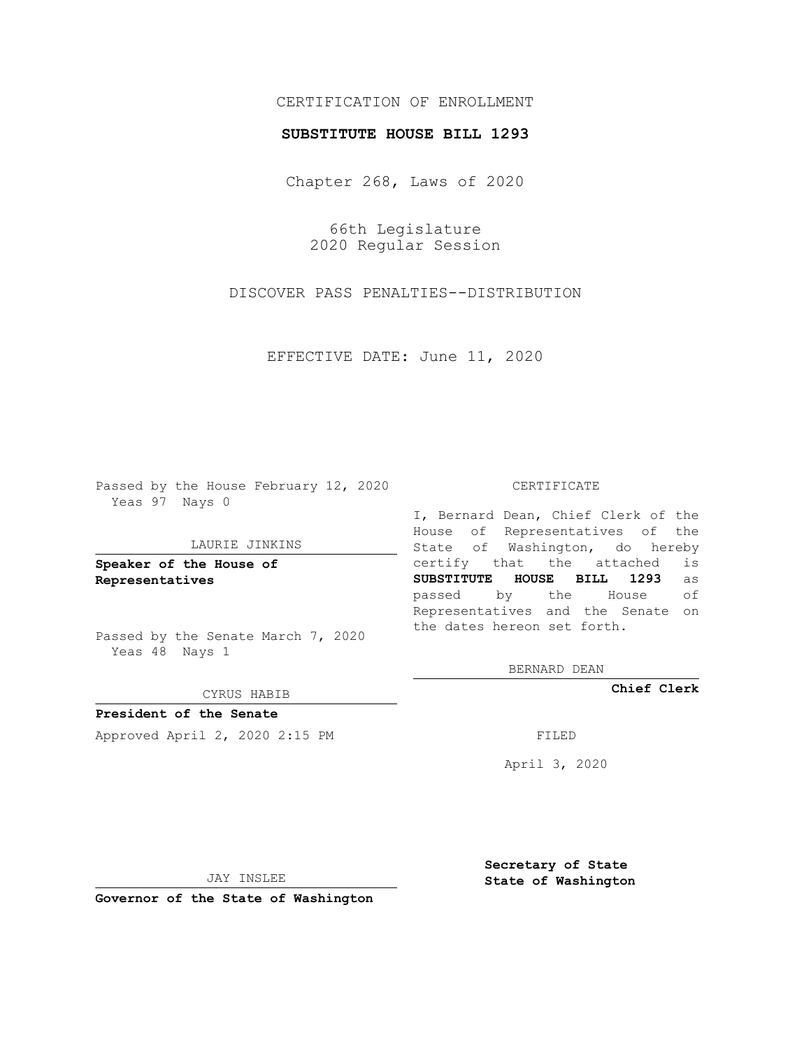CERTIFICATION OF ENROLLMENT

**SUBSTITUTE HOUSE BILL 1293**

Chapter 268, Laws of 2020

66th Legislature
2020 Regular Session

DISCOVER PASS PENALTIES--DISTRIBUTION

EFFECTIVE DATE: June 11, 2020

Passed by the House February 12, 2020
Yeas 97 Nays 0

LAURIE JINKINS

**Speaker of the House of Representatives**

Passed by the Senate March 7, 2020
Yeas 48 Nays 1

CYRUS HABIB

**President of the Senate**

Approved April 2, 2020 2:15 PM

JAY INSLEE

**Governor of the State of Washington**

CERTIFICATE

I, Bernard Dean, Chief Clerk of the House of Representatives of the State of Washington, do hereby certify that the attached is **SUBSTITUTE HOUSE BILL 1293** as passed by the House of Representatives and the Senate on the dates hereon set forth.

BERNARD DEAN

**Chief Clerk**

FILED

April 3, 2020

**Secretary of State**
**State of Washington**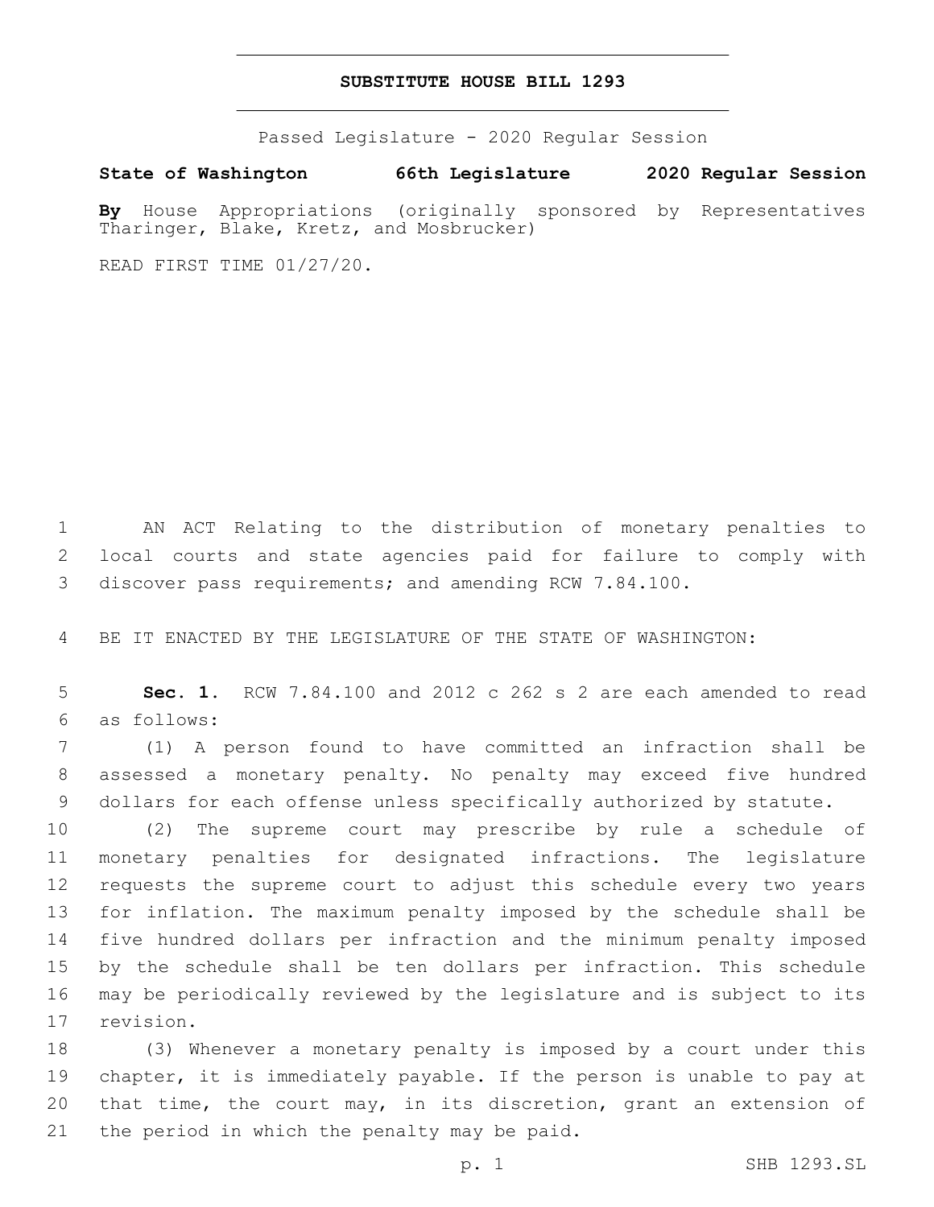# SUBSTITUTE HOUSE BILL 1293

Passed Legislature - 2020 Regular Session

**State of Washington 66th Legislature 2020 Regular Session**

**By** House Appropriations (originally sponsored by Representatives Tharinger, Blake, Kretz, and Mosbrucker)

READ FIRST TIME 01/27/20.

AN ACT Relating to the distribution of monetary penalties to local courts and state agencies paid for failure to comply with discover pass requirements; and amending RCW 7.84.100.

BE IT ENACTED BY THE LEGISLATURE OF THE STATE OF WASHINGTON:

**Sec. 1.** RCW 7.84.100 and 2012 c 262 s 2 are each amended to read as follows:

(1) A person found to have committed an infraction shall be assessed a monetary penalty. No penalty may exceed five hundred dollars for each offense unless specifically authorized by statute.

(2) The supreme court may prescribe by rule a schedule of monetary penalties for designated infractions. The legislature requests the supreme court to adjust this schedule every two years for inflation. The maximum penalty imposed by the schedule shall be five hundred dollars per infraction and the minimum penalty imposed by the schedule shall be ten dollars per infraction. This schedule may be periodically reviewed by the legislature and is subject to its revision.

(3) Whenever a monetary penalty is imposed by a court under this chapter, it is immediately payable. If the person is unable to pay at that time, the court may, in its discretion, grant an extension of the period in which the penalty may be paid.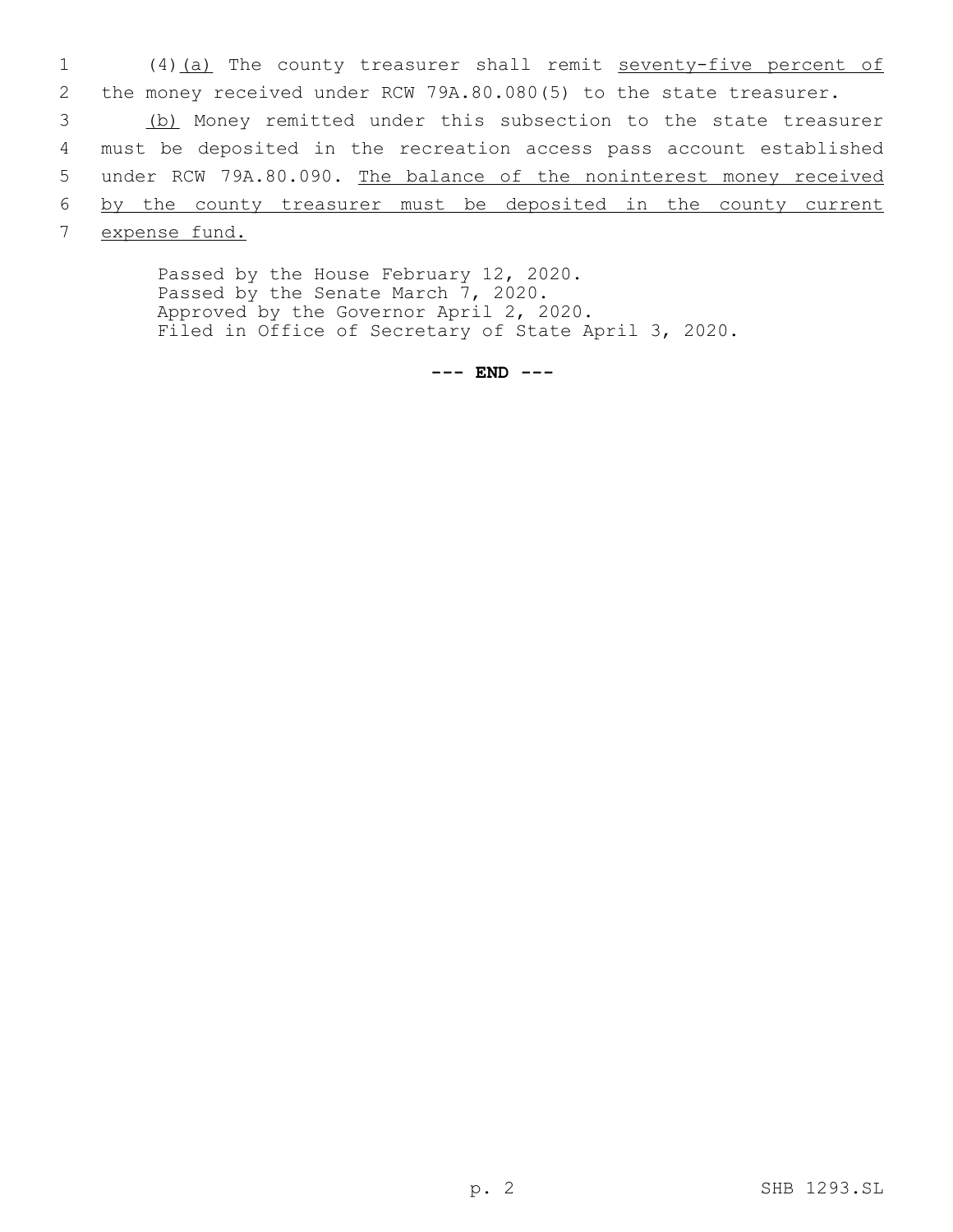(4)(a) The county treasurer shall remit seventy-five percent of the money received under RCW 79A.80.080(5) to the state treasurer.

(b) Money remitted under this subsection to the state treasurer must be deposited in the recreation access pass account established under RCW 79A.80.090. The balance of the noninterest money received by the county treasurer must be deposited in the county current expense fund.

Passed by the House February 12, 2020.
Passed by the Senate March 7, 2020.
Approved by the Governor April 2, 2020.
Filed in Office of Secretary of State April 3, 2020.

**--- END ---**